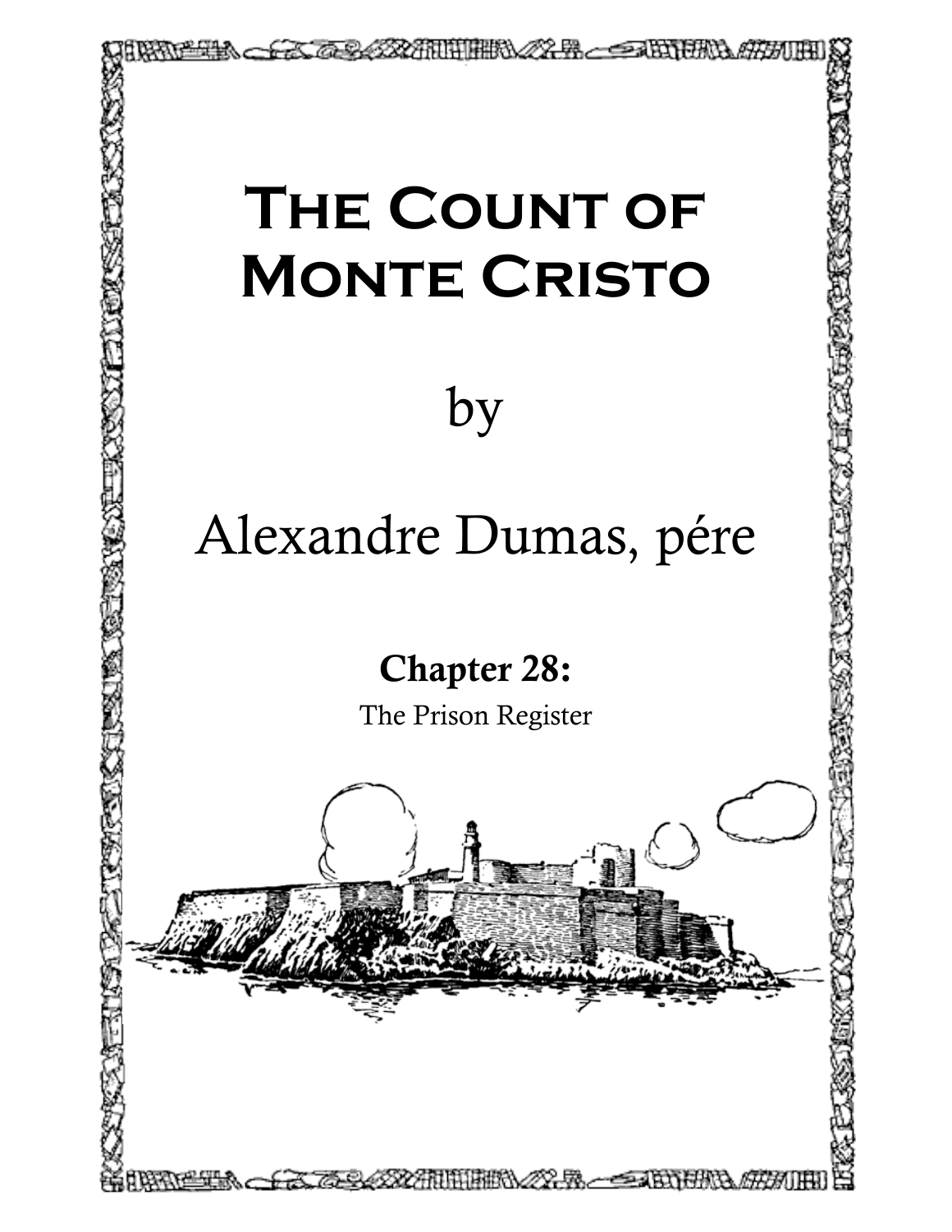# The Count of Monte Cristo

by

Alexandre Dumas, pére

**Chapter 28:**

The Prison Register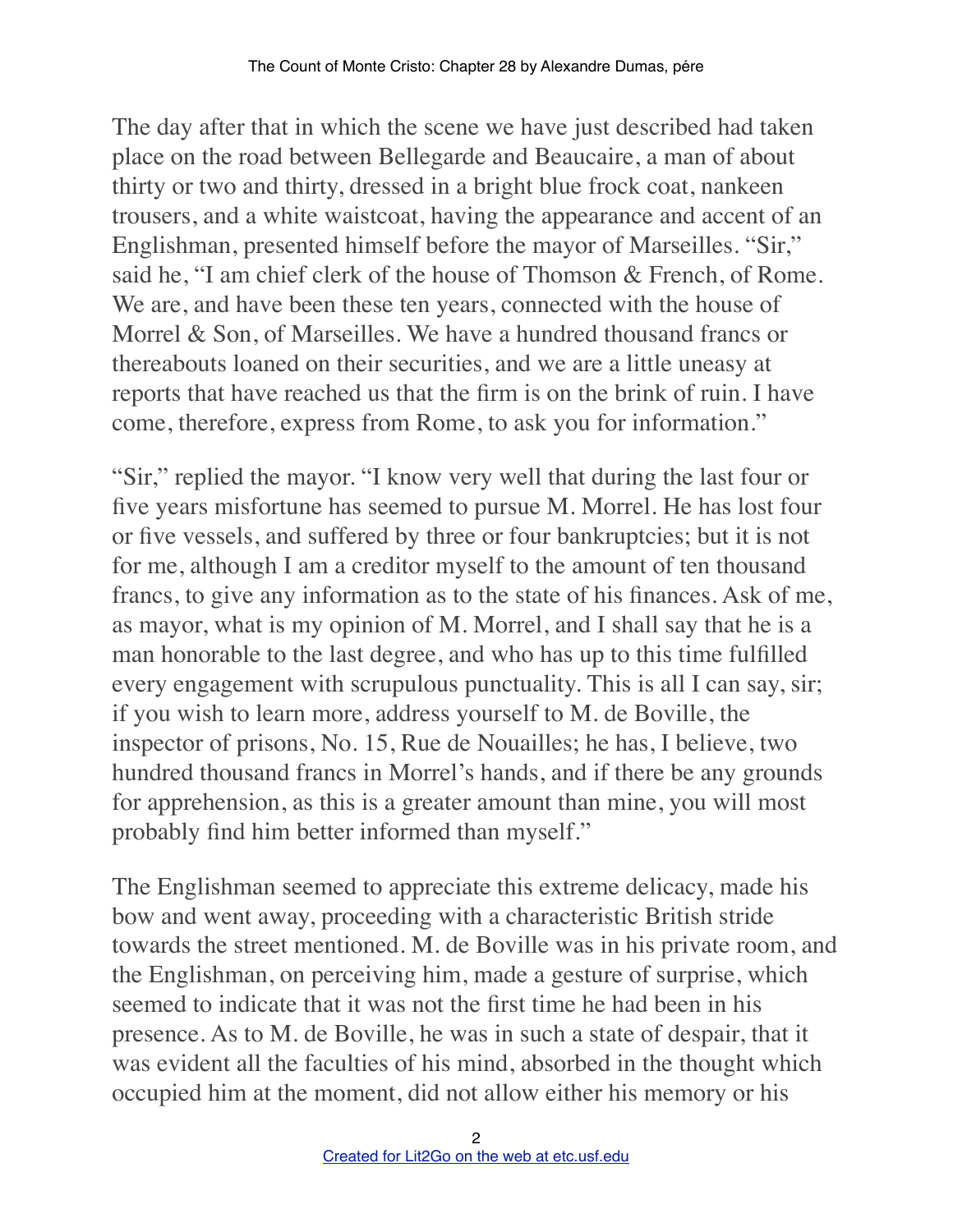The day after that in which the scene we have just described had taken place on the road between Bellegarde and Beaucaire, a man of about thirty or two and thirty, dressed in a bright blue frock coat, nankeen trousers, and a white waistcoat, having the appearance and accent of an Englishman, presented himself before the mayor of Marseilles. "Sir," said he, "I am chief clerk of the house of Thomson & French, of Rome. We are, and have been these ten years, connected with the house of Morrel & Son, of Marseilles. We have a hundred thousand francs or thereabouts loaned on their securities, and we are a little uneasy at reports that have reached us that the firm is on the brink of ruin. I have come, therefore, express from Rome, to ask you for information."

"Sir," replied the mayor. "I know very well that during the last four or five years misfortune has seemed to pursue M. Morrel. He has lost four or five vessels, and suffered by three or four bankruptcies; but it is not for me, although I am a creditor myself to the amount of ten thousand francs, to give any information as to the state of his finances. Ask of me, as mayor, what is my opinion of M. Morrel, and I shall say that he is a man honorable to the last degree, and who has up to this time fulfilled every engagement with scrupulous punctuality. This is all I can say, sir; if you wish to learn more, address yourself to M. de Boville, the inspector of prisons, No. 15, Rue de Nouailles; he has, I believe, two hundred thousand francs in Morrel's hands, and if there be any grounds for apprehension, as this is a greater amount than mine, you will most probably find him better informed than myself."

The Englishman seemed to appreciate this extreme delicacy, made his bow and went away, proceeding with a characteristic British stride towards the street mentioned. M. de Boville was in his private room, and the Englishman, on perceiving him, made a gesture of surprise, which seemed to indicate that it was not the first time he had been in his presence. As to M. de Boville, he was in such a state of despair, that it was evident all the faculties of his mind, absorbed in the thought which occupied him at the moment, did not allow either his memory or his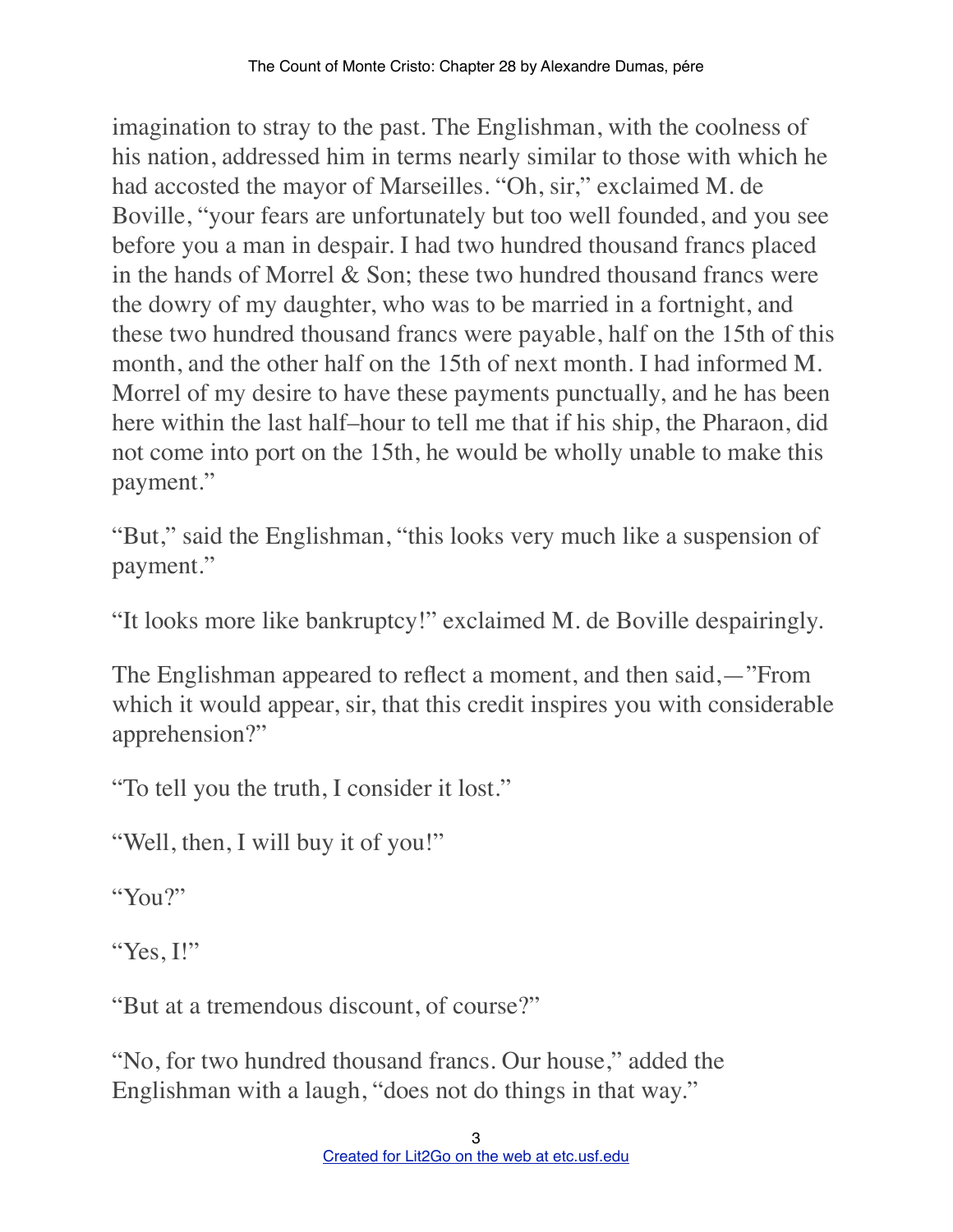imagination to stray to the past. The Englishman, with the coolness of his nation, addressed him in terms nearly similar to those with which he had accosted the mayor of Marseilles. "Oh, sir," exclaimed M. de Boville, "your fears are unfortunately but too well founded, and you see before you a man in despair. I had two hundred thousand francs placed in the hands of Morrel & Son; these two hundred thousand francs were the dowry of my daughter, who was to be married in a fortnight, and these two hundred thousand francs were payable, half on the 15th of this month, and the other half on the 15th of next month. I had informed M. Morrel of my desire to have these payments punctually, and he has been here within the last half–hour to tell me that if his ship, the Pharaon, did not come into port on the 15th, he would be wholly unable to make this payment."

"But," said the Englishman, "this looks very much like a suspension of payment."

"It looks more like bankruptcy!" exclaimed M. de Boville despairingly.

The Englishman appeared to reflect a moment, and then said,—"From which it would appear, sir, that this credit inspires you with considerable apprehension?"

"To tell you the truth, I consider it lost."

"Well, then, I will buy it of you!"

"You?"

"Yes, I!"

"But at a tremendous discount, of course?"

"No, for two hundred thousand francs. Our house," added the Englishman with a laugh, "does not do things in that way."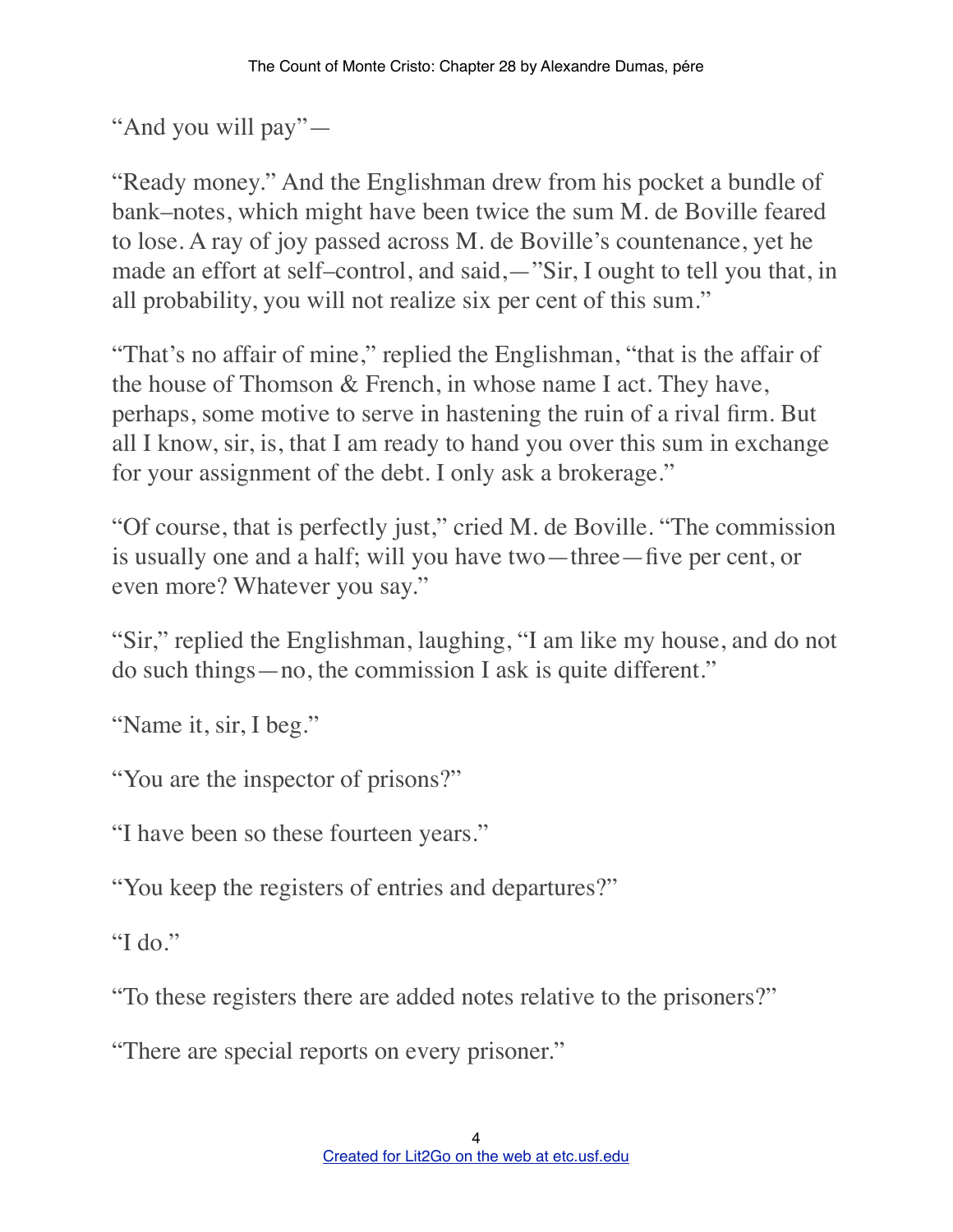"And you will pay"—

"Ready money." And the Englishman drew from his pocket a bundle of bank–notes, which might have been twice the sum M. de Boville feared to lose. A ray of joy passed across M. de Boville's countenance, yet he made an effort at self–control, and said,—"Sir, I ought to tell you that, in all probability, you will not realize six per cent of this sum."

"That's no affair of mine," replied the Englishman, "that is the affair of the house of Thomson & French, in whose name I act. They have, perhaps, some motive to serve in hastening the ruin of a rival firm. But all I know, sir, is, that I am ready to hand you over this sum in exchange for your assignment of the debt. I only ask a brokerage."

"Of course, that is perfectly just," cried M. de Boville. "The commission is usually one and a half; will you have two—three—five per cent, or even more? Whatever you say."

"Sir," replied the Englishman, laughing, "I am like my house, and do not do such things—no, the commission I ask is quite different."

"Name it, sir, I beg."

"You are the inspector of prisons?"

"I have been so these fourteen years."

"You keep the registers of entries and departures?"

"I do."

"To these registers there are added notes relative to the prisoners?"

"There are special reports on every prisoner."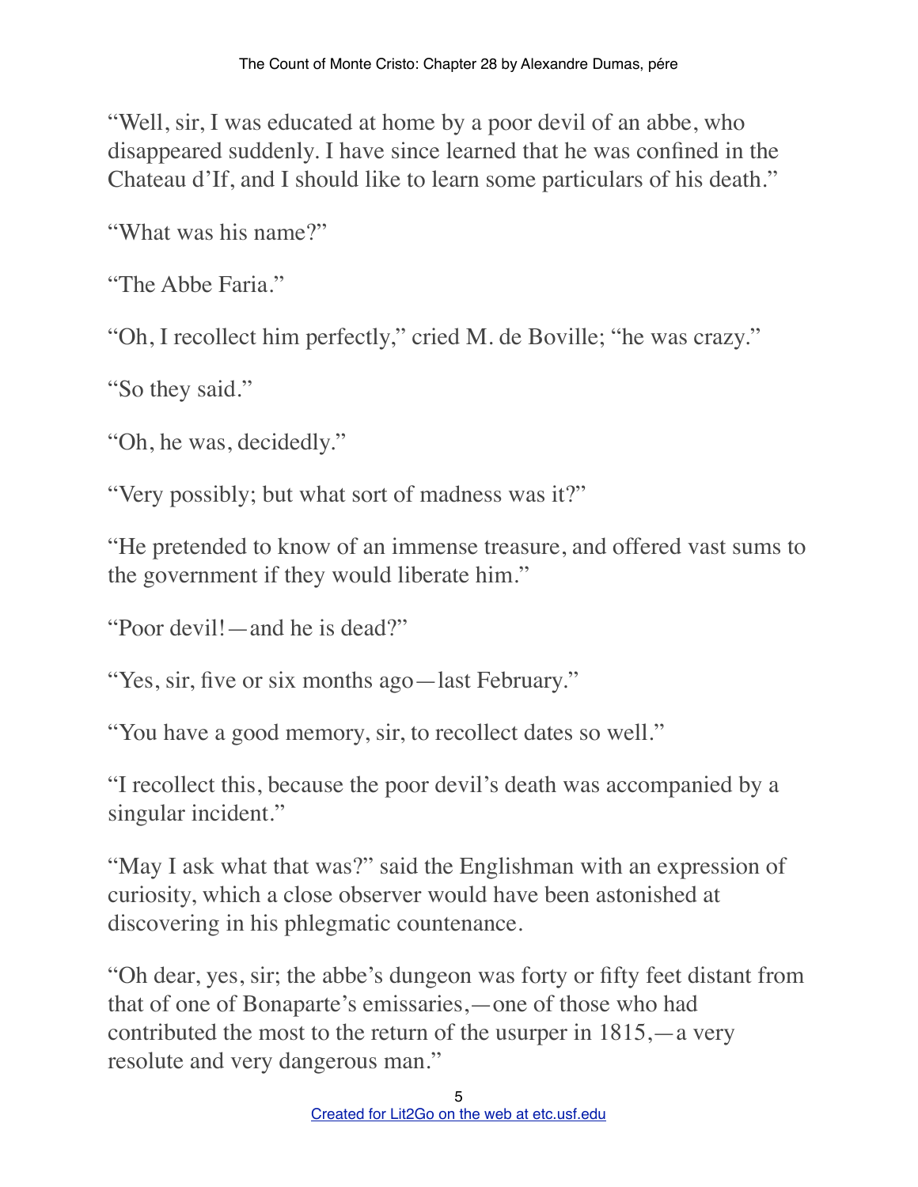"Well, sir, I was educated at home by a poor devil of an abbe, who disappeared suddenly. I have since learned that he was confined in the Chateau d'If, and I should like to learn some particulars of his death."

"What was his name?"

"The Abbe Faria."

"Oh, I recollect him perfectly," cried M. de Boville; "he was crazy."

"So they said."

"Oh, he was, decidedly."

"Very possibly; but what sort of madness was it?"

"He pretended to know of an immense treasure, and offered vast sums to the government if they would liberate him."

"Poor devil!—and he is dead?"

"Yes, sir, five or six months ago—last February."

"You have a good memory, sir, to recollect dates so well."

"I recollect this, because the poor devil's death was accompanied by a singular incident."

"May I ask what that was?" said the Englishman with an expression of curiosity, which a close observer would have been astonished at discovering in his phlegmatic countenance.

"Oh dear, yes, sir; the abbe's dungeon was forty or fifty feet distant from that of one of Bonaparte's emissaries,—one of those who had contributed the most to the return of the usurper in 1815,—a very resolute and very dangerous man."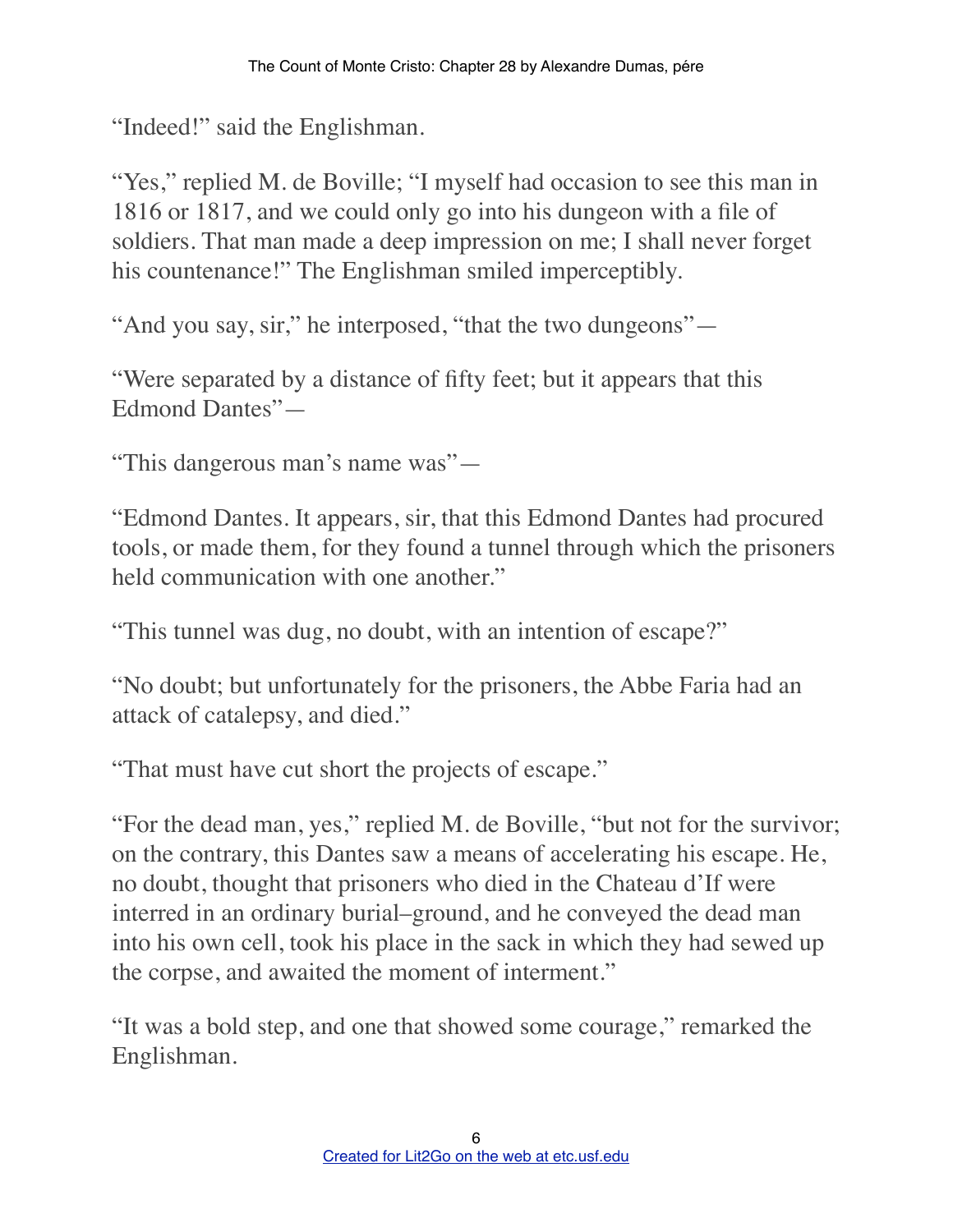"Indeed!" said the Englishman.

"Yes," replied M. de Boville; "I myself had occasion to see this man in 1816 or 1817, and we could only go into his dungeon with a file of soldiers. That man made a deep impression on me; I shall never forget his countenance!" The Englishman smiled imperceptibly.

"And you say, sir," he interposed, "that the two dungeons"—

"Were separated by a distance of fifty feet; but it appears that this Edmond Dantes"—

"This dangerous man's name was"—

"Edmond Dantes. It appears, sir, that this Edmond Dantes had procured tools, or made them, for they found a tunnel through which the prisoners held communication with one another."

"This tunnel was dug, no doubt, with an intention of escape?"

"No doubt; but unfortunately for the prisoners, the Abbe Faria had an attack of catalepsy, and died."

"That must have cut short the projects of escape."

"For the dead man, yes," replied M. de Boville, "but not for the survivor; on the contrary, this Dantes saw a means of accelerating his escape. He, no doubt, thought that prisoners who died in the Chateau d'If were interred in an ordinary burial–ground, and he conveyed the dead man into his own cell, took his place in the sack in which they had sewed up the corpse, and awaited the moment of interment."

"It was a bold step, and one that showed some courage," remarked the Englishman.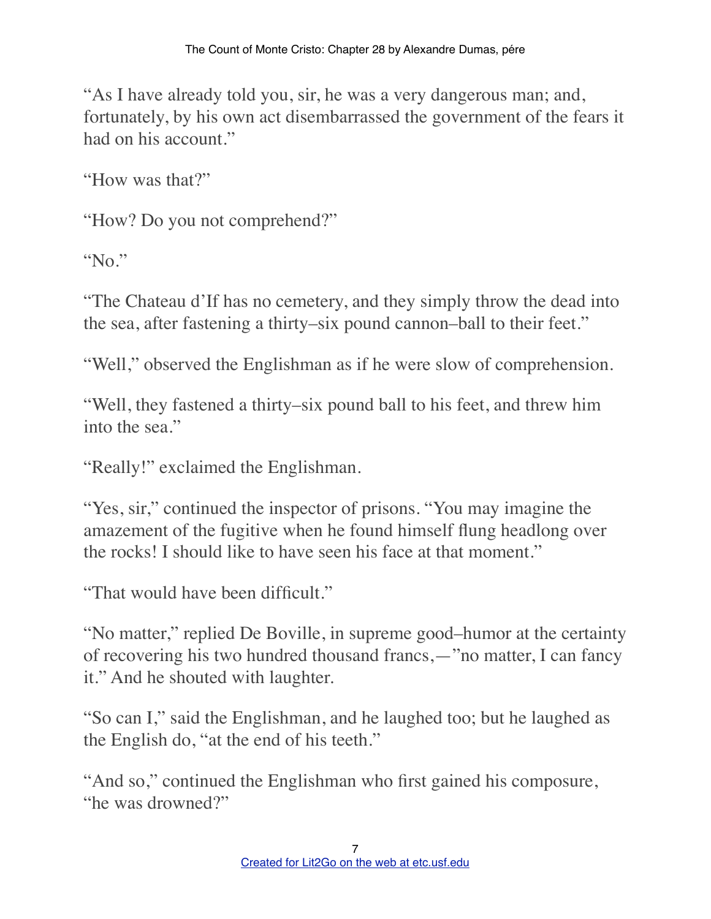"As I have already told you, sir, he was a very dangerous man; and, fortunately, by his own act disembarrassed the government of the fears it had on his account."

"How was that?"

"How? Do you not comprehend?"

"No."

"The Chateau d'If has no cemetery, and they simply throw the dead into the sea, after fastening a thirty–six pound cannon–ball to their feet."

"Well," observed the Englishman as if he were slow of comprehension.

"Well, they fastened a thirty–six pound ball to his feet, and threw him into the sea."

"Really!" exclaimed the Englishman.

"Yes, sir," continued the inspector of prisons. "You may imagine the amazement of the fugitive when he found himself flung headlong over the rocks! I should like to have seen his face at that moment."

"That would have been difficult."

"No matter," replied De Boville, in supreme good–humor at the certainty of recovering his two hundred thousand francs,—"no matter, I can fancy it." And he shouted with laughter.

"So can I," said the Englishman, and he laughed too; but he laughed as the English do, "at the end of his teeth."

"And so," continued the Englishman who first gained his composure, "he was drowned?"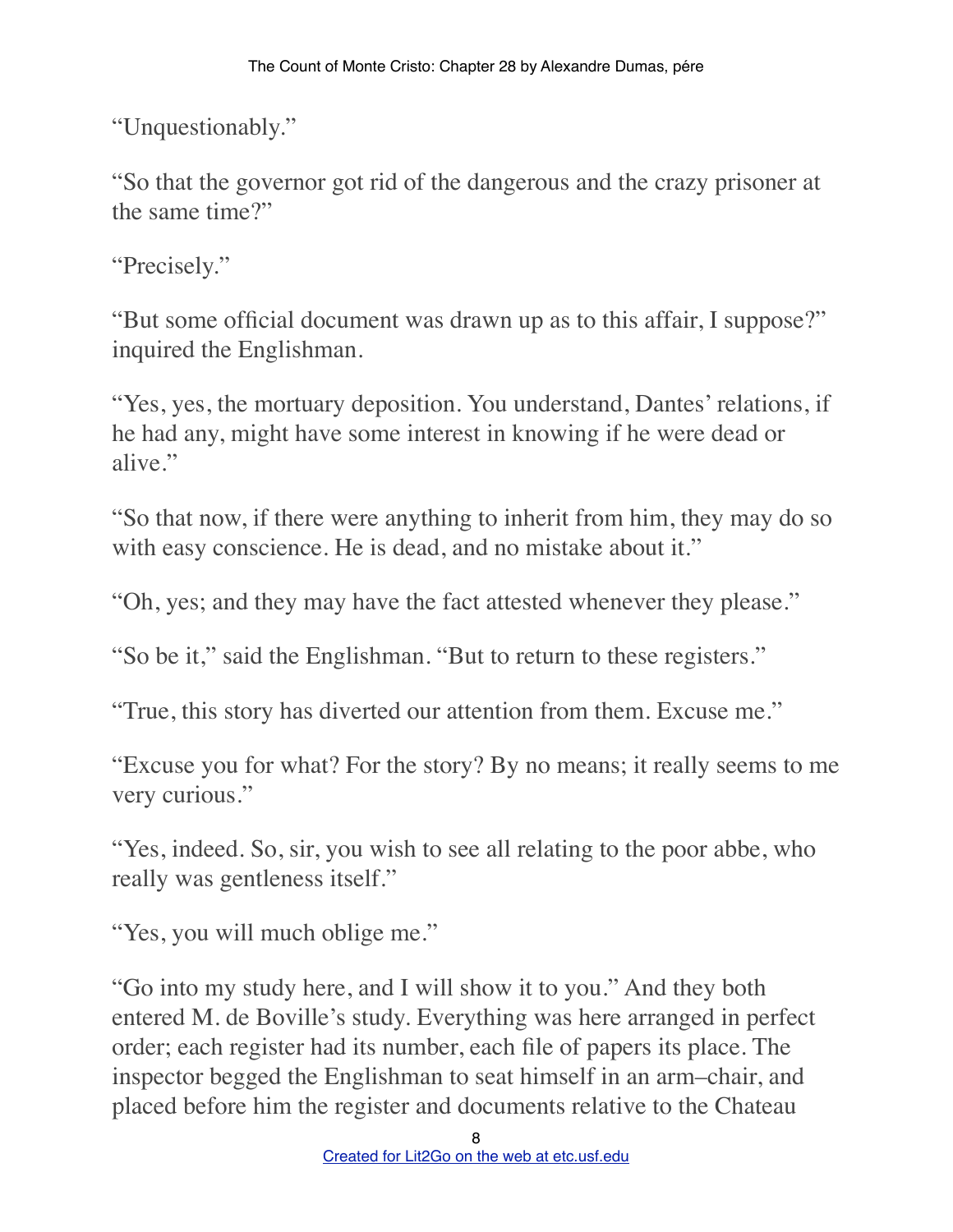"Unquestionably."

"So that the governor got rid of the dangerous and the crazy prisoner at the same time?"

"Precisely."

"But some official document was drawn up as to this affair, I suppose?" inquired the Englishman.

"Yes, yes, the mortuary deposition. You understand, Dantes' relations, if he had any, might have some interest in knowing if he were dead or alive."

"So that now, if there were anything to inherit from him, they may do so with easy conscience. He is dead, and no mistake about it."

"Oh, yes; and they may have the fact attested whenever they please."

"So be it," said the Englishman. "But to return to these registers."

"True, this story has diverted our attention from them. Excuse me."

"Excuse you for what? For the story? By no means; it really seems to me very curious."

"Yes, indeed. So, sir, you wish to see all relating to the poor abbe, who really was gentleness itself."

"Yes, you will much oblige me."

"Go into my study here, and I will show it to you." And they both entered M. de Boville's study. Everything was here arranged in perfect order; each register had its number, each file of papers its place. The inspector begged the Englishman to seat himself in an arm–chair, and placed before him the register and documents relative to the Chateau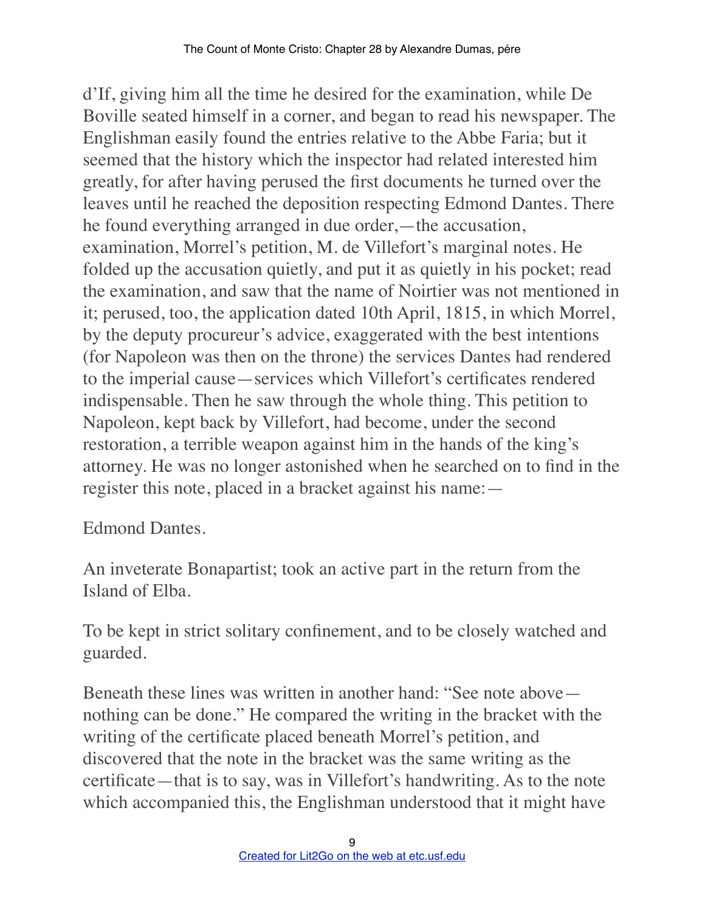d'If, giving him all the time he desired for the examination, while De Boville seated himself in a corner, and began to read his newspaper. The Englishman easily found the entries relative to the Abbe Faria; but it seemed that the history which the inspector had related interested him greatly, for after having perused the first documents he turned over the leaves until he reached the deposition respecting Edmond Dantes. There he found everything arranged in due order,—the accusation, examination, Morrel's petition, M. de Villefort's marginal notes. He folded up the accusation quietly, and put it as quietly in his pocket; read the examination, and saw that the name of Noirtier was not mentioned in it; perused, too, the application dated 10th April, 1815, in which Morrel, by the deputy procureur's advice, exaggerated with the best intentions (for Napoleon was then on the throne) the services Dantes had rendered to the imperial cause—services which Villefort's certificates rendered indispensable. Then he saw through the whole thing. This petition to Napoleon, kept back by Villefort, had become, under the second restoration, a terrible weapon against him in the hands of the king's attorney. He was no longer astonished when he searched on to find in the register this note, placed in a bracket against his name:—

Edmond Dantes.

An inveterate Bonapartist; took an active part in the return from the Island of Elba.

To be kept in strict solitary confinement, and to be closely watched and guarded.

Beneath these lines was written in another hand: "See note above—nothing can be done." He compared the writing in the bracket with the writing of the certificate placed beneath Morrel's petition, and discovered that the note in the bracket was the same writing as the certificate—that is to say, was in Villefort's handwriting. As to the note which accompanied this, the Englishman understood that it might have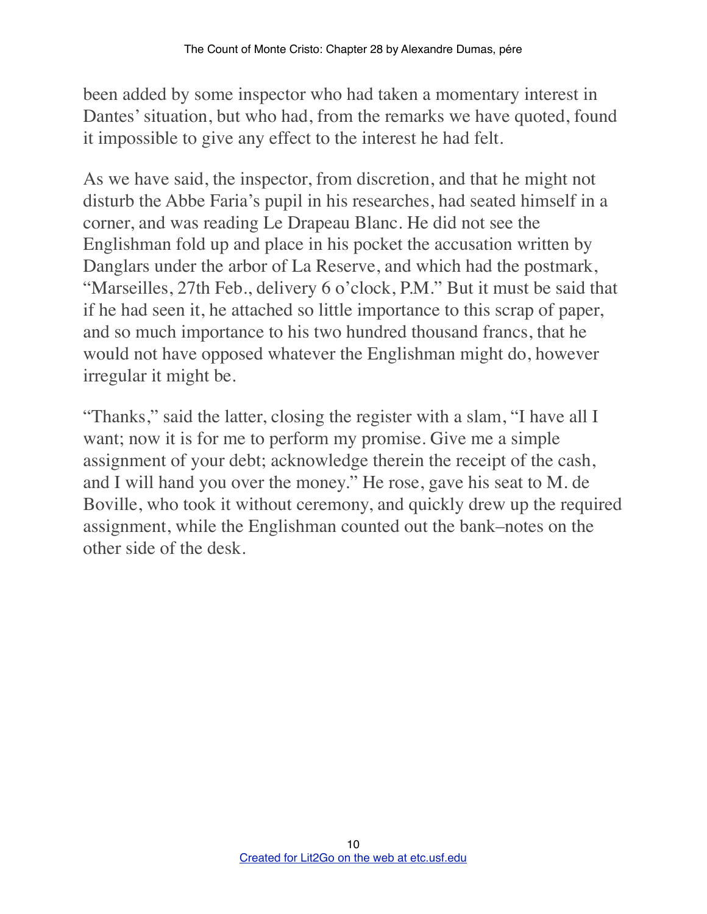been added by some inspector who had taken a momentary interest in Dantes' situation, but who had, from the remarks we have quoted, found it impossible to give any effect to the interest he had felt.

As we have said, the inspector, from discretion, and that he might not disturb the Abbe Faria's pupil in his researches, had seated himself in a corner, and was reading Le Drapeau Blanc. He did not see the Englishman fold up and place in his pocket the accusation written by Danglars under the arbor of La Reserve, and which had the postmark, "Marseilles, 27th Feb., delivery 6 o'clock, P.M." But it must be said that if he had seen it, he attached so little importance to this scrap of paper, and so much importance to his two hundred thousand francs, that he would not have opposed whatever the Englishman might do, however irregular it might be.

"Thanks," said the latter, closing the register with a slam, "I have all I want; now it is for me to perform my promise. Give me a simple assignment of your debt; acknowledge therein the receipt of the cash, and I will hand you over the money." He rose, gave his seat to M. de Boville, who took it without ceremony, and quickly drew up the required assignment, while the Englishman counted out the bank–notes on the other side of the desk.